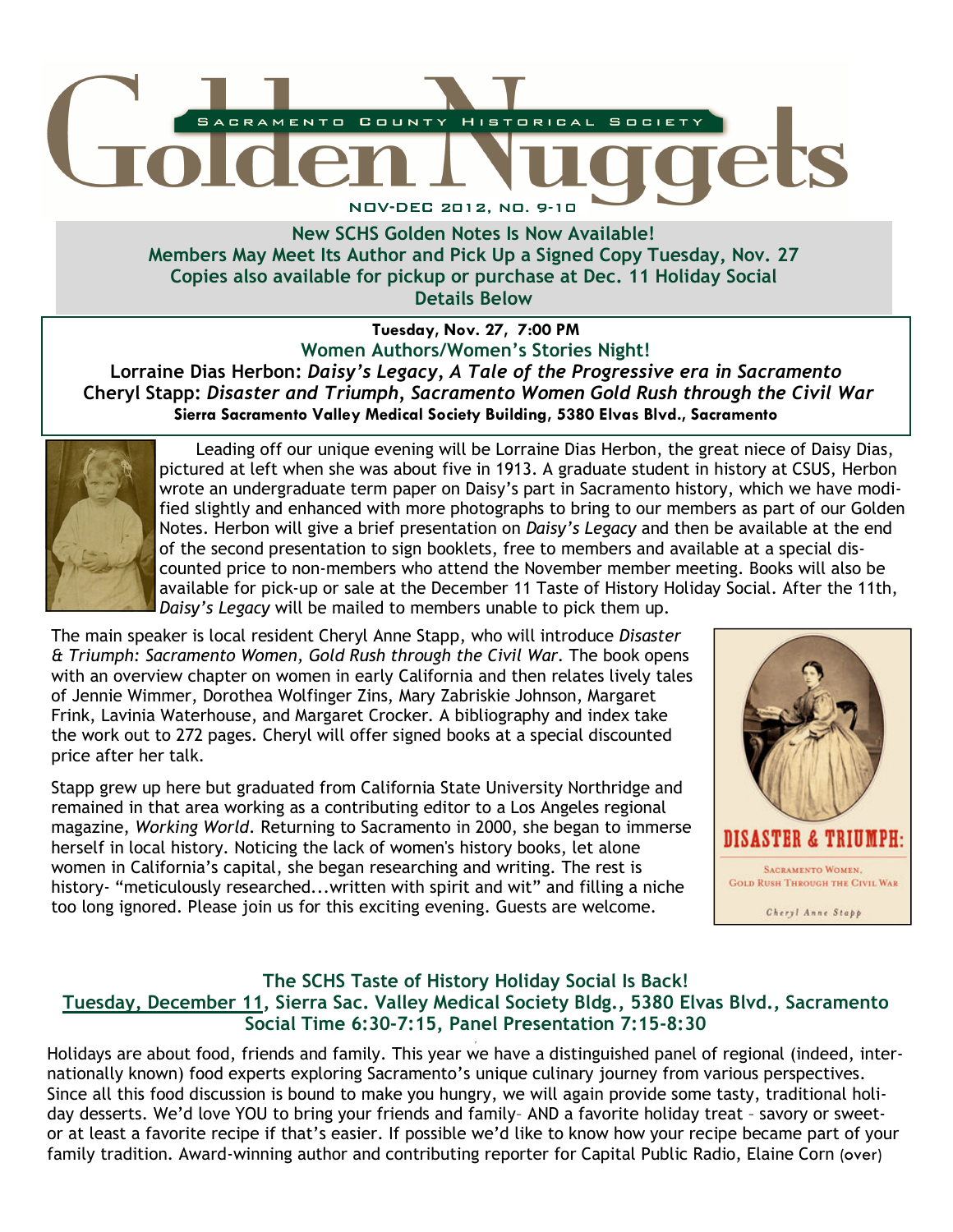# Golden Nuggets

SACRAMENTO COUNTY HISTORICAL SOCIETY

NOV-DEC 2012, NO. 9-10

**New SCHS Golden Notes Is Now Available!**
**Members May Meet Its Author and Pick Up a Signed Copy Tuesday, Nov. 27**
**Copies also available for pickup or purchase at Dec. 11 Holiday Social**
**Details Below**

**Tuesday, Nov. 27, 7:00 PM**

## Women Authors/Women's Stories Night!

**Lorraine Dias Herbon: *Daisy's Legacy, A Tale of the Progressive era in Sacramento***
**Cheryl Stapp: *Disaster and Triumph, Sacramento Women Gold Rush through the Civil War***
**Sierra Sacramento Valley Medical Society Building, 5380 Elvas Blvd., Sacramento**

Leading off our unique evening will be Lorraine Dias Herbon, the great niece of Daisy Dias, pictured at left when she was about five in 1913. A graduate student in history at CSUS, Herbon wrote an undergraduate term paper on Daisy's part in Sacramento history, which we have modified slightly and enhanced with more photographs to bring to our members as part of our Golden Notes. Herbon will give a brief presentation on *Daisy's Legacy* and then be available at the end of the second presentation to sign booklets, free to members and available at a special discounted price to non-members who attend the November member meeting. Books will also be available for pick-up or sale at the December 11 Taste of History Holiday Social. After the 11th, *Daisy's Legacy* will be mailed to members unable to pick them up.

The main speaker is local resident Cheryl Anne Stapp, who will introduce *Disaster & Triumph: Sacramento Women, Gold Rush through the Civil War*. The book opens with an overview chapter on women in early California and then relates lively tales of Jennie Wimmer, Dorothea Wolfinger Zins, Mary Zabriskie Johnson, Margaret Frink, Lavinia Waterhouse, and Margaret Crocker. A bibliography and index take the work out to 272 pages. Cheryl will offer signed books at a special discounted price after her talk.

Stapp grew up here but graduated from California State University Northridge and remained in that area working as a contributing editor to a Los Angeles regional magazine, *Working World*. Returning to Sacramento in 2000, she began to immerse herself in local history. Noticing the lack of women's history books, let alone women in California's capital, she began researching and writing. The rest is history- "meticulously researched...written with spirit and wit" and filling a niche too long ignored. Please join us for this exciting evening. Guests are welcome.

DISASTER & TRIUMPH: SACRAMENTO WOMEN, GOLD RUSH THROUGH THE CIVIL WAR
Cheryl Anne Stapp

## The SCHS Taste of History Holiday Social Is Back!

**Tuesday, December 11, Sierra Sac. Valley Medical Society Bldg., 5380 Elvas Blvd., Sacramento**
**Social Time 6:30-7:15, Panel Presentation 7:15-8:30**

Holidays are about food, friends and family. This year we have a distinguished panel of regional (indeed, internationally known) food experts exploring Sacramento's unique culinary journey from various perspectives. Since all this food discussion is bound to make you hungry, we will again provide some tasty, traditional holiday desserts. We'd love YOU to bring your friends and family– AND a favorite holiday treat – savory or sweet- or at least a favorite recipe if that's easier. If possible we'd like to know how your recipe became part of your family tradition. Award-winning author and contributing reporter for Capital Public Radio, Elaine Corn (over)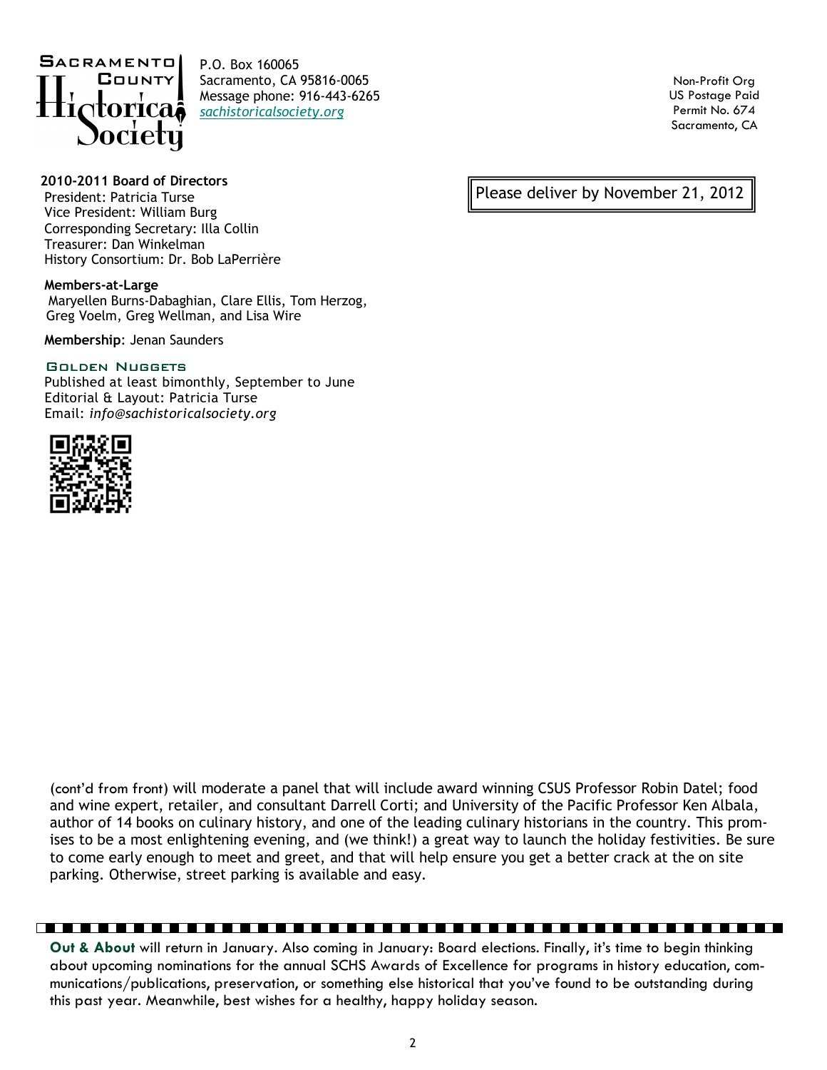**Sacramento County Historical Society**

P.O. Box 160065
Sacramento, CA 95816-0065
Message phone: 916-443-6265
*sachistoricalsociety.org*

Non-Profit Org
US Postage Paid
Permit No. 674
Sacramento, CA

**2010-2011 Board of Directors**
President: Patricia Turse
Vice President: William Burg
Corresponding Secretary: Illa Collin
Treasurer: Dan Winkelman
History Consortium: Dr. Bob LaPerrière

**Members-at-Large**
Maryellen Burns-Dabaghian, Clare Ellis, Tom Herzog, Greg Voelm, Greg Wellman, and Lisa Wire

**Membership**: Jenan Saunders

**Golden Nuggets**
Published at least bimonthly, September to June
Editorial & Layout: Patricia Turse
Email: *info@sachistoricalsociety.org*

Please deliver by November 21, 2012

(cont'd from front) will moderate a panel that will include award winning CSUS Professor Robin Datel; food and wine expert, retailer, and consultant Darrell Corti; and University of the Pacific Professor Ken Albala, author of 14 books on culinary history, and one of the leading culinary historians in the country. This promises to be a most enlightening evening, and (we think!) a great way to launch the holiday festivities. Be sure to come early enough to meet and greet, and that will help ensure you get a better crack at the on site parking. Otherwise, street parking is available and easy.

---

**Out & About** will return in January. Also coming in January: Board elections. Finally, it's time to begin thinking about upcoming nominations for the annual SCHS Awards of Excellence for programs in history education, communications/publications, preservation, or something else historical that you've found to be outstanding during this past year. Meanwhile, best wishes for a healthy, happy holiday season.